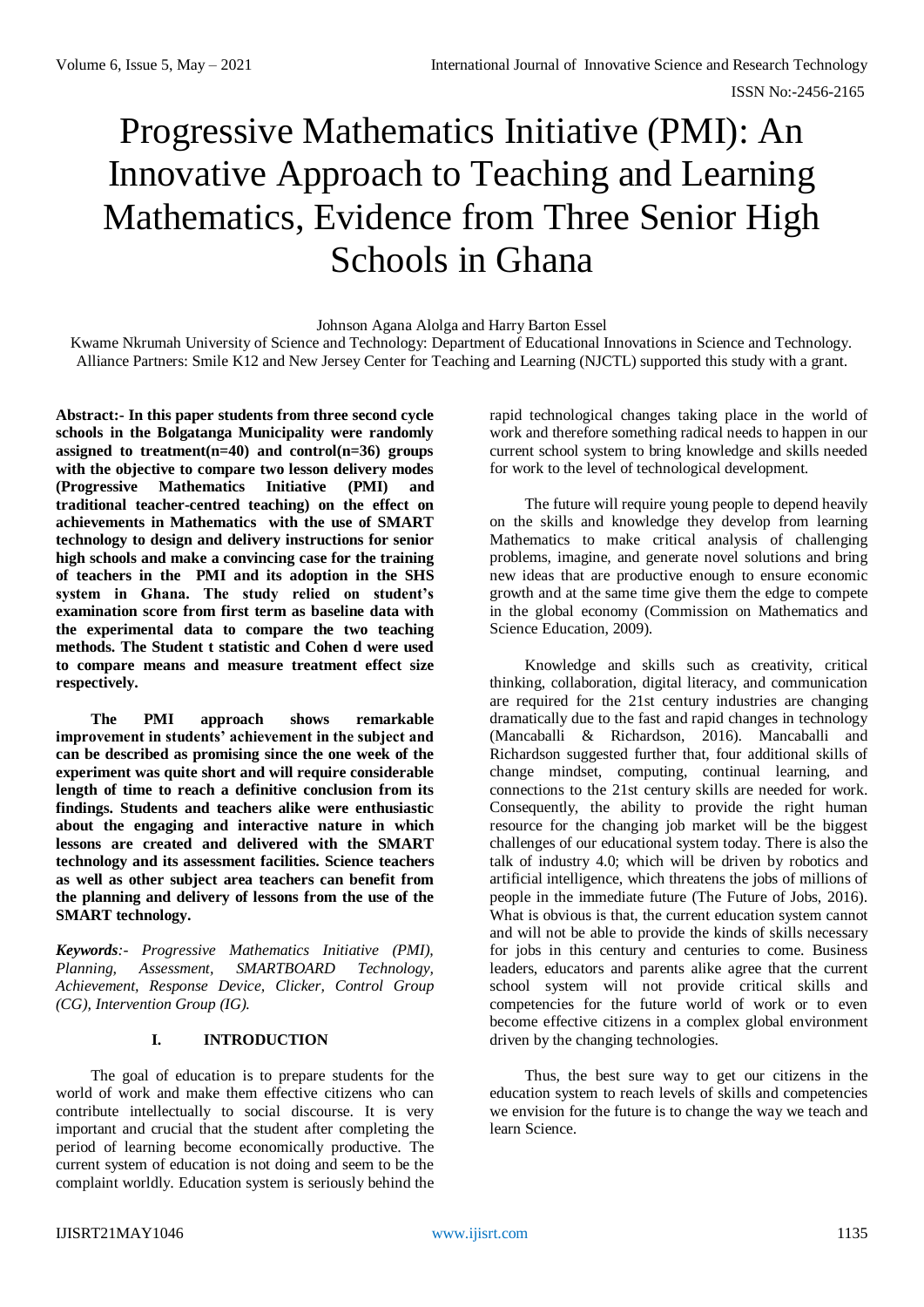// Page 1 of 9. Running header/footer (volume, journal name, ISSN, IJISRT21MAY1046, www.ijisrt.com, 1135) omitted per rules.

# Progressive Mathematics Initiative (PMI): An Innovative Approach to Teaching and Learning Mathematics, Evidence from Three Senior High Schools in Ghana

Johnson Agana Alolga and Harry Barton Essel

Kwame Nkrumah University of Science and Technology: Department of Educational Innovations in Science and Technology.
Alliance Partners: Smile K12 and New Jersey Center for Teaching and Learning (NJCTL) supported this study with a grant.

**Abstract:- In this paper students from three second cycle schools in the Bolgatanga Municipality were randomly assigned to treatment(n=40) and control(n=36) groups with the objective to compare two lesson delivery modes (Progressive Mathematics Initiative (PMI) and traditional teacher-centred teaching) on the effect on achievements in Mathematics with the use of SMART technology to design and delivery instructions for senior high schools and make a convincing case for the training of teachers in the PMI and its adoption in the SHS system in Ghana. The study relied on student's examination score from first term as baseline data with the experimental data to compare the two teaching methods. The Student t statistic and Cohen d were used to compare means and measure treatment effect size respectively.**

**The PMI approach shows remarkable improvement in students' achievement in the subject and can be described as promising since the one week of the experiment was quite short and will require considerable length of time to reach a definitive conclusion from its findings. Students and teachers alike were enthusiastic about the engaging and interactive nature in which lessons are created and delivered with the SMART technology and its assessment facilities. Science teachers as well as other subject area teachers can benefit from the planning and delivery of lessons from the use of the SMART technology.**

***Keywords**:- Progressive Mathematics Initiative (PMI), Planning, Assessment, SMARTBOARD Technology, Achievement, Response Device, Clicker, Control Group (CG), Intervention Group (IG).*

## I. INTRODUCTION

The goal of education is to prepare students for the world of work and make them effective citizens who can contribute intellectually to social discourse. It is very important and crucial that the student after completing the period of learning become economically productive. The current system of education is not doing and seem to be the complaint worldly. Education system is seriously behind the rapid technological changes taking place in the world of work and therefore something radical needs to happen in our current school system to bring knowledge and skills needed for work to the level of technological development.

The future will require young people to depend heavily on the skills and knowledge they develop from learning Mathematics to make critical analysis of challenging problems, imagine, and generate novel solutions and bring new ideas that are productive enough to ensure economic growth and at the same time give them the edge to compete in the global economy (Commission on Mathematics and Science Education, 2009).

Knowledge and skills such as creativity, critical thinking, collaboration, digital literacy, and communication are required for the 21st century industries are changing dramatically due to the fast and rapid changes in technology (Mancaballi & Richardson, 2016). Mancaballi and Richardson suggested further that, four additional skills of change mindset, computing, continual learning, and connections to the 21st century skills are needed for work. Consequently, the ability to provide the right human resource for the changing job market will be the biggest challenges of our educational system today. There is also the talk of industry 4.0; which will be driven by robotics and artificial intelligence, which threatens the jobs of millions of people in the immediate future (The Future of Jobs, 2016). What is obvious is that, the current education system cannot and will not be able to provide the kinds of skills necessary for jobs in this century and centuries to come. Business leaders, educators and parents alike agree that the current school system will not provide critical skills and competencies for the future world of work or to even become effective citizens in a complex global environment driven by the changing technologies.

Thus, the best sure way to get our citizens in the education system to reach levels of skills and competencies we envision for the future is to change the way we teach and learn Science.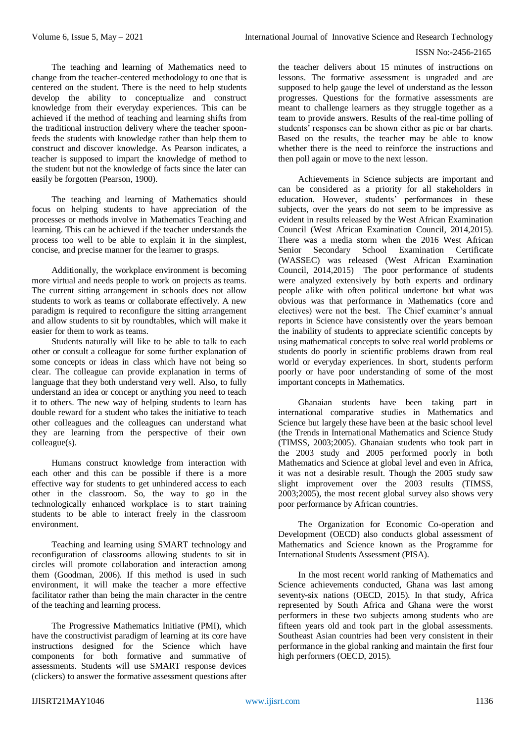The teaching and learning of Mathematics need to change from the teacher-centered methodology to one that is centered on the student. There is the need to help students develop the ability to conceptualize and construct knowledge from their everyday experiences. This can be achieved if the method of teaching and learning shifts from the traditional instruction delivery where the teacher spoon-feeds the students with knowledge rather than help them to construct and discover knowledge. As Pearson indicates, a teacher is supposed to impart the knowledge of method to the student but not the knowledge of facts since the later can easily be forgotten (Pearson, 1900).

The teaching and learning of Mathematics should focus on helping students to have appreciation of the processes or methods involve in Mathematics Teaching and learning. This can be achieved if the teacher understands the process too well to be able to explain it in the simplest, concise, and precise manner for the learner to grasps.

Additionally, the workplace environment is becoming more virtual and needs people to work on projects as teams. The current sitting arrangement in schools does not allow students to work as teams or collaborate effectively. A new paradigm is required to reconfigure the sitting arrangement and allow students to sit by roundtables, which will make it easier for them to work as teams.

Students naturally will like to be able to talk to each other or consult a colleague for some further explanation of some concepts or ideas in class which have not being so clear. The colleague can provide explanation in terms of language that they both understand very well. Also, to fully understand an idea or concept or anything you need to teach it to others. The new way of helping students to learn has double reward for a student who takes the initiative to teach other colleagues and the colleagues can understand what they are learning from the perspective of their own colleague(s).

Humans construct knowledge from interaction with each other and this can be possible if there is a more effective way for students to get unhindered access to each other in the classroom. So, the way to go in the technologically enhanced workplace is to start training students to be able to interact freely in the classroom environment.

Teaching and learning using SMART technology and reconfiguration of classrooms allowing students to sit in circles will promote collaboration and interaction among them (Goodman, 2006). If this method is used in such environment, it will make the teacher a more effective facilitator rather than being the main character in the centre of the teaching and learning process.

The Progressive Mathematics Initiative (PMI), which have the constructivist paradigm of learning at its core have instructions designed for the Science which have components for both formative and summative of assessments. Students will use SMART response devices (clickers) to answer the formative assessment questions after the teacher delivers about 15 minutes of instructions on lessons. The formative assessment is ungraded and are supposed to help gauge the level of understand as the lesson progresses. Questions for the formative assessments are meant to challenge learners as they struggle together as a team to provide answers. Results of the real-time polling of students' responses can be shown either as pie or bar charts. Based on the results, the teacher may be able to know whether there is the need to reinforce the instructions and then poll again or move to the next lesson.

Achievements in Science subjects are important and can be considered as a priority for all stakeholders in education. However, students' performances in these subjects, over the years do not seem to be impressive as evident in results released by the West African Examination Council (West African Examination Council, 2014,2015). There was a media storm when the 2016 West African Senior Secondary School Examination Certificate (WASSEC) was released (West African Examination Council, 2014,2015) The poor performance of students were analyzed extensively by both experts and ordinary people alike with often political undertone but what was obvious was that performance in Mathematics (core and electives) were not the best. The Chief examiner's annual reports in Science have consistently over the years bemoan the inability of students to appreciate scientific concepts by using mathematical concepts to solve real world problems or students do poorly in scientific problems drawn from real world or everyday experiences. In short, students perform poorly or have poor understanding of some of the most important concepts in Mathematics.

Ghanaian students have been taking part in international comparative studies in Mathematics and Science but largely these have been at the basic school level (the Trends in International Mathematics and Science Study (TIMSS, 2003;2005). Ghanaian students who took part in the 2003 study and 2005 performed poorly in both Mathematics and Science at global level and even in Africa, it was not a desirable result. Though the 2005 study saw slight improvement over the 2003 results (TIMSS, 2003;2005), the most recent global survey also shows very poor performance by African countries.

The Organization for Economic Co-operation and Development (OECD) also conducts global assessment of Mathematics and Science known as the Programme for International Students Assessment (PISA).

In the most recent world ranking of Mathematics and Science achievements conducted, Ghana was last among seventy-six nations (OECD, 2015). In that study, Africa represented by South Africa and Ghana were the worst performers in these two subjects among students who are fifteen years old and took part in the global assessments. Southeast Asian countries had been very consistent in their performance in the global ranking and maintain the first four high performers (OECD, 2015).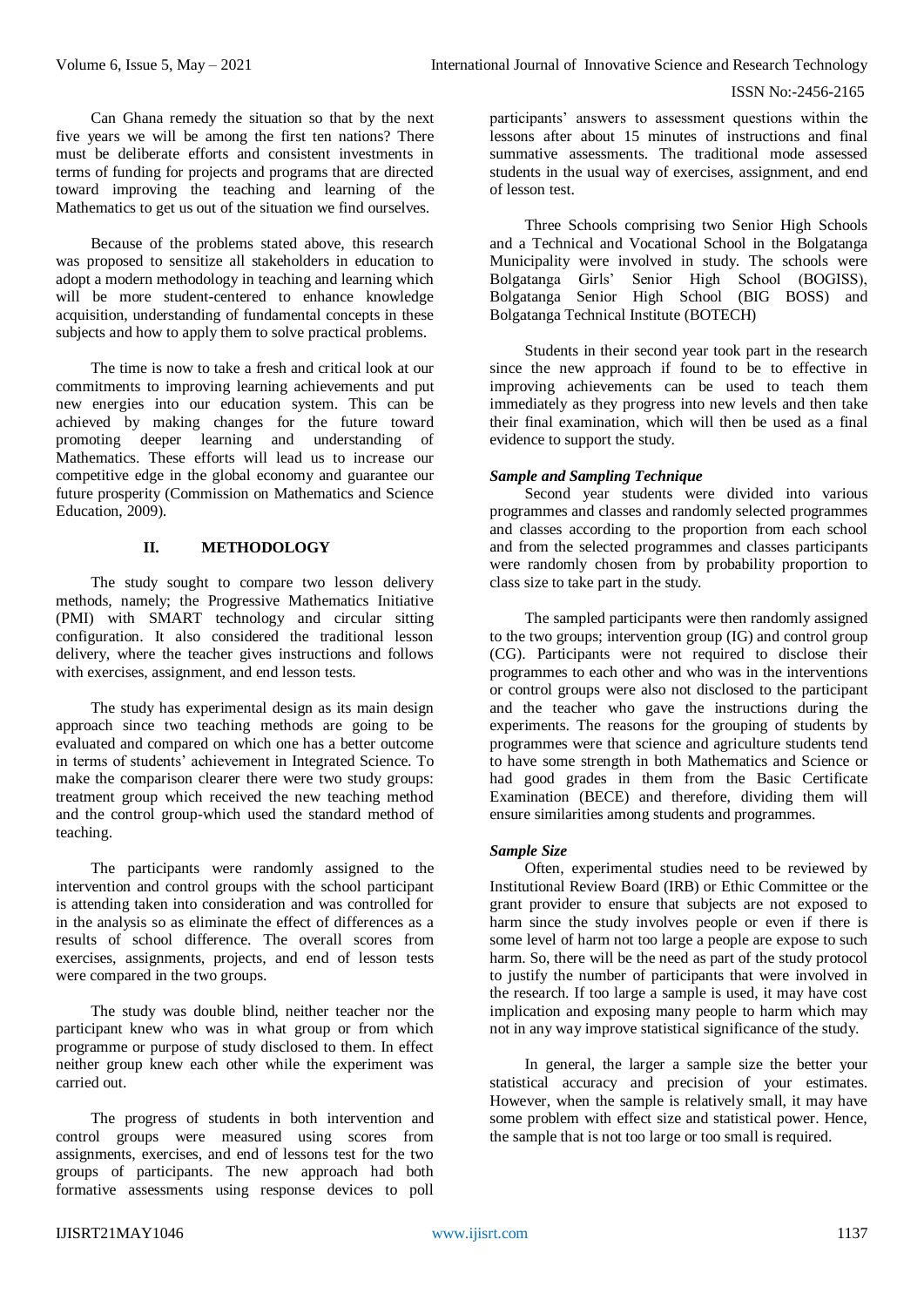Can Ghana remedy the situation so that by the next five years we will be among the first ten nations? There must be deliberate efforts and consistent investments in terms of funding for projects and programs that are directed toward improving the teaching and learning of the Mathematics to get us out of the situation we find ourselves.

Because of the problems stated above, this research was proposed to sensitize all stakeholders in education to adopt a modern methodology in teaching and learning which will be more student-centered to enhance knowledge acquisition, understanding of fundamental concepts in these subjects and how to apply them to solve practical problems.

The time is now to take a fresh and critical look at our commitments to improving learning achievements and put new energies into our education system. This can be achieved by making changes for the future toward promoting deeper learning and understanding of Mathematics. These efforts will lead us to increase our competitive edge in the global economy and guarantee our future prosperity (Commission on Mathematics and Science Education, 2009).

## II. METHODOLOGY

The study sought to compare two lesson delivery methods, namely; the Progressive Mathematics Initiative (PMI) with SMART technology and circular sitting configuration. It also considered the traditional lesson delivery, where the teacher gives instructions and follows with exercises, assignment, and end lesson tests.

The study has experimental design as its main design approach since two teaching methods are going to be evaluated and compared on which one has a better outcome in terms of students' achievement in Integrated Science. To make the comparison clearer there were two study groups: treatment group which received the new teaching method and the control group-which used the standard method of teaching.

The participants were randomly assigned to the intervention and control groups with the school participant is attending taken into consideration and was controlled for in the analysis so as eliminate the effect of differences as a results of school difference. The overall scores from exercises, assignments, projects, and end of lesson tests were compared in the two groups.

The study was double blind, neither teacher nor the participant knew who was in what group or from which programme or purpose of study disclosed to them. In effect neither group knew each other while the experiment was carried out.

The progress of students in both intervention and control groups were measured using scores from assignments, exercises, and end of lessons test for the two groups of participants. The new approach had both formative assessments using response devices to poll participants' answers to assessment questions within the lessons after about 15 minutes of instructions and final summative assessments. The traditional mode assessed students in the usual way of exercises, assignment, and end of lesson test.

Three Schools comprising two Senior High Schools and a Technical and Vocational School in the Bolgatanga Municipality were involved in study. The schools were Bolgatanga Girls' Senior High School (BOGISS), Bolgatanga Senior High School (BIG BOSS) and Bolgatanga Technical Institute (BOTECH)

Students in their second year took part in the research since the new approach if found to be to effective in improving achievements can be used to teach them immediately as they progress into new levels and then take their final examination, which will then be used as a final evidence to support the study.

### *Sample and Sampling Technique*

Second year students were divided into various programmes and classes and randomly selected programmes and classes according to the proportion from each school and from the selected programmes and classes participants were randomly chosen from by probability proportion to class size to take part in the study.

The sampled participants were then randomly assigned to the two groups; intervention group (IG) and control group (CG). Participants were not required to disclose their programmes to each other and who was in the interventions or control groups were also not disclosed to the participant and the teacher who gave the instructions during the experiments. The reasons for the grouping of students by programmes were that science and agriculture students tend to have some strength in both Mathematics and Science or had good grades in them from the Basic Certificate Examination (BECE) and therefore, dividing them will ensure similarities among students and programmes.

### *Sample Size*

Often, experimental studies need to be reviewed by Institutional Review Board (IRB) or Ethic Committee or the grant provider to ensure that subjects are not exposed to harm since the study involves people or even if there is some level of harm not too large a people are expose to such harm. So, there will be the need as part of the study protocol to justify the number of participants that were involved in the research. If too large a sample is used, it may have cost implication and exposing many people to harm which may not in any way improve statistical significance of the study.

In general, the larger a sample size the better your statistical accuracy and precision of your estimates. However, when the sample is relatively small, it may have some problem with effect size and statistical power. Hence, the sample that is not too large or too small is required.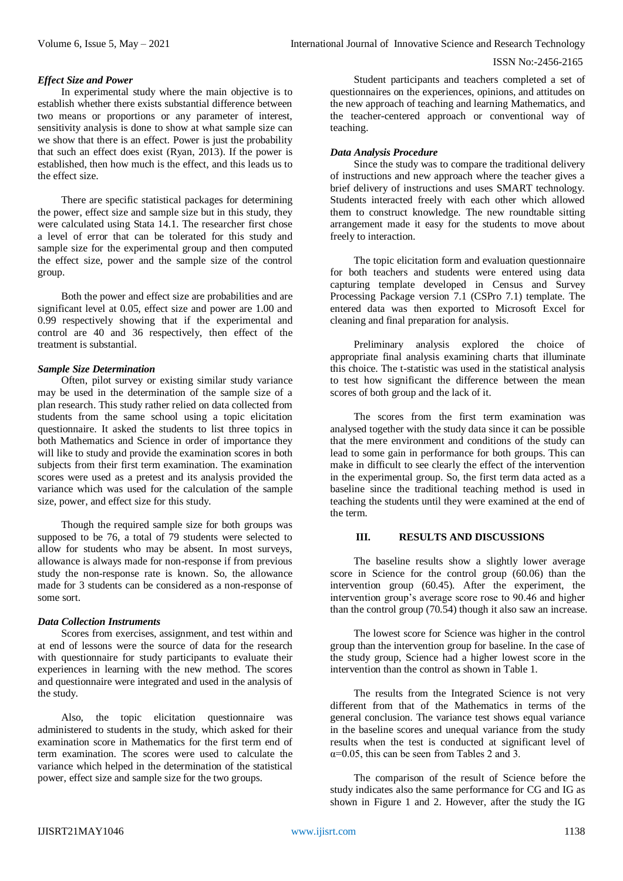### *Effect Size and Power*

In experimental study where the main objective is to establish whether there exists substantial difference between two means or proportions or any parameter of interest, sensitivity analysis is done to show at what sample size can we show that there is an effect. Power is just the probability that such an effect does exist (Ryan, 2013). If the power is established, then how much is the effect, and this leads us to the effect size.

There are specific statistical packages for determining the power, effect size and sample size but in this study, they were calculated using Stata 14.1. The researcher first chose a level of error that can be tolerated for this study and sample size for the experimental group and then computed the effect size, power and the sample size of the control group.

Both the power and effect size are probabilities and are significant level at 0.05, effect size and power are 1.00 and 0.99 respectively showing that if the experimental and control are 40 and 36 respectively, then effect of the treatment is substantial.

### *Sample Size Determination*

Often, pilot survey or existing similar study variance may be used in the determination of the sample size of a plan research. This study rather relied on data collected from students from the same school using a topic elicitation questionnaire. It asked the students to list three topics in both Mathematics and Science in order of importance they will like to study and provide the examination scores in both subjects from their first term examination. The examination scores were used as a pretest and its analysis provided the variance which was used for the calculation of the sample size, power, and effect size for this study.

Though the required sample size for both groups was supposed to be 76, a total of 79 students were selected to allow for students who may be absent. In most surveys, allowance is always made for non-response if from previous study the non-response rate is known. So, the allowance made for 3 students can be considered as a non-response of some sort.

### *Data Collection Instruments*

Scores from exercises, assignment, and test within and at end of lessons were the source of data for the research with questionnaire for study participants to evaluate their experiences in learning with the new method. The scores and questionnaire were integrated and used in the analysis of the study.

Also, the topic elicitation questionnaire was administered to students in the study, which asked for their examination score in Mathematics for the first term end of term examination. The scores were used to calculate the variance which helped in the determination of the statistical power, effect size and sample size for the two groups.

Student participants and teachers completed a set of questionnaires on the experiences, opinions, and attitudes on the new approach of teaching and learning Mathematics, and the teacher-centered approach or conventional way of teaching.

### *Data Analysis Procedure*

Since the study was to compare the traditional delivery of instructions and new approach where the teacher gives a brief delivery of instructions and uses SMART technology. Students interacted freely with each other which allowed them to construct knowledge. The new roundtable sitting arrangement made it easy for the students to move about freely to interaction.

The topic elicitation form and evaluation questionnaire for both teachers and students were entered using data capturing template developed in Census and Survey Processing Package version 7.1 (CSPro 7.1) template. The entered data was then exported to Microsoft Excel for cleaning and final preparation for analysis.

Preliminary analysis explored the choice of appropriate final analysis examining charts that illuminate this choice. The t-statistic was used in the statistical analysis to test how significant the difference between the mean scores of both group and the lack of it.

The scores from the first term examination was analysed together with the study data since it can be possible that the mere environment and conditions of the study can lead to some gain in performance for both groups. This can make in difficult to see clearly the effect of the intervention in the experimental group. So, the first term data acted as a baseline since the traditional teaching method is used in teaching the students until they were examined at the end of the term.

## III. RESULTS AND DISCUSSIONS

The baseline results show a slightly lower average score in Science for the control group (60.06) than the intervention group (60.45). After the experiment, the intervention group's average score rose to 90.46 and higher than the control group (70.54) though it also saw an increase.

The lowest score for Science was higher in the control group than the intervention group for baseline. In the case of the study group, Science had a higher lowest score in the intervention than the control as shown in Table 1.

The results from the Integrated Science is not very different from that of the Mathematics in terms of the general conclusion. The variance test shows equal variance in the baseline scores and unequal variance from the study results when the test is conducted at significant level of $\alpha$=0.05, this can be seen from Tables 2 and 3.

The comparison of the result of Science before the study indicates also the same performance for CG and IG as shown in Figure 1 and 2. However, after the study the IG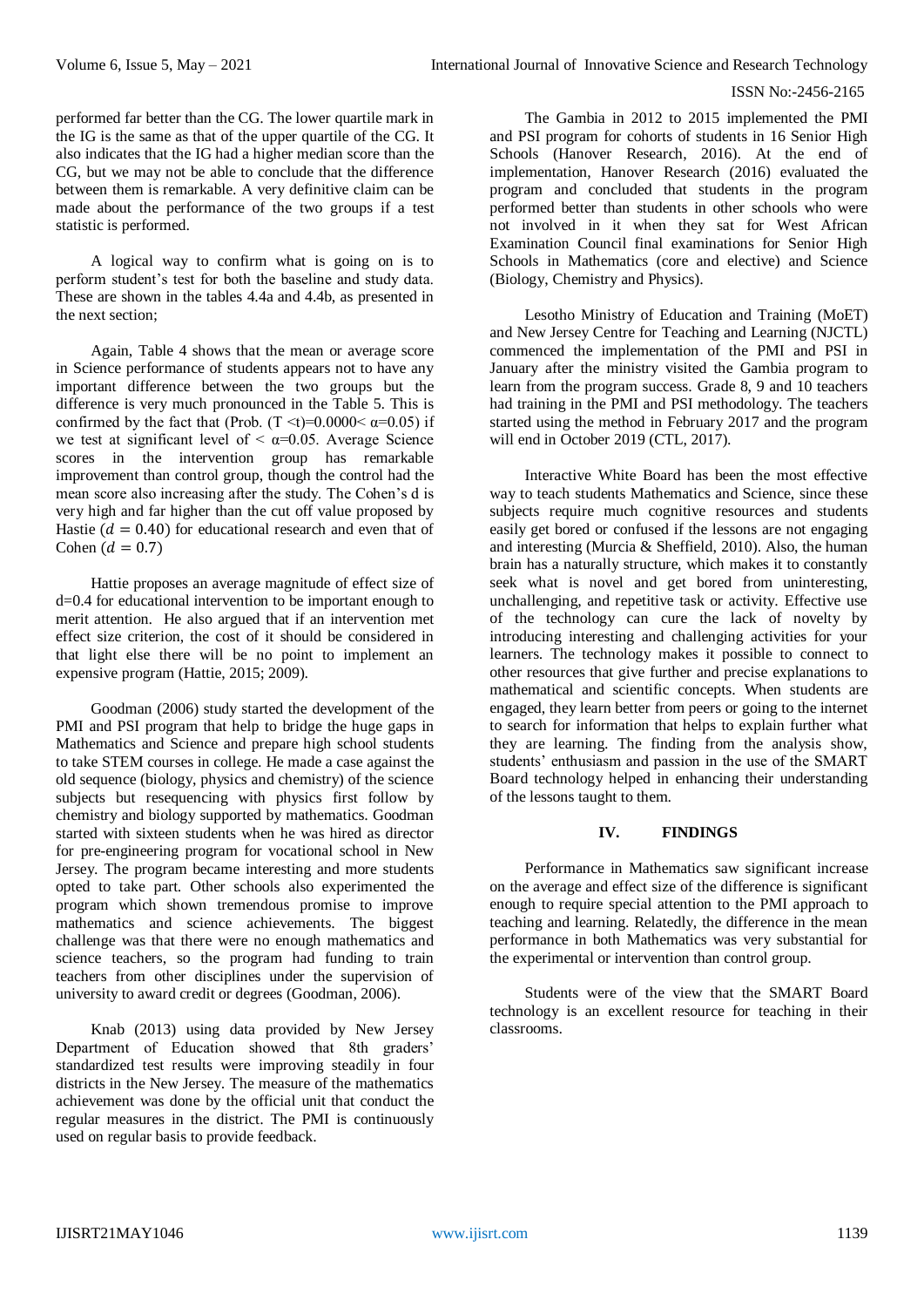performed far better than the CG. The lower quartile mark in the IG is the same as that of the upper quartile of the CG. It also indicates that the IG had a higher median score than the CG, but we may not be able to conclude that the difference between them is remarkable. A very definitive claim can be made about the performance of the two groups if a test statistic is performed.

A logical way to confirm what is going on is to perform student's test for both the baseline and study data. These are shown in the tables 4.4a and 4.4b, as presented in the next section;

Again, Table 4 shows that the mean or average score in Science performance of students appears not to have any important difference between the two groups but the difference is very much pronounced in the Table 5. This is confirmed by the fact that (Prob. ($T<t$)=0.0000< $\alpha$=0.05) if we test at significant level of < $\alpha$=0.05. Average Science scores in the intervention group has remarkable improvement than control group, though the control had the mean score also increasing after the study. The Cohen's d is very high and far higher than the cut off value proposed by Hastie ($d = 0.40$) for educational research and even that of Cohen ($d = 0.7$)

Hattie proposes an average magnitude of effect size of d=0.4 for educational intervention to be important enough to merit attention. He also argued that if an intervention met effect size criterion, the cost of it should be considered in that light else there will be no point to implement an expensive program (Hattie, 2015; 2009).

Goodman (2006) study started the development of the PMI and PSI program that help to bridge the huge gaps in Mathematics and Science and prepare high school students to take STEM courses in college. He made a case against the old sequence (biology, physics and chemistry) of the science subjects but resequencing with physics first follow by chemistry and biology supported by mathematics. Goodman started with sixteen students when he was hired as director for pre-engineering program for vocational school in New Jersey. The program became interesting and more students opted to take part. Other schools also experimented the program which shown tremendous promise to improve mathematics and science achievements. The biggest challenge was that there were no enough mathematics and science teachers, so the program had funding to train teachers from other disciplines under the supervision of university to award credit or degrees (Goodman, 2006).

Knab (2013) using data provided by New Jersey Department of Education showed that 8th graders' standardized test results were improving steadily in four districts in the New Jersey. The measure of the mathematics achievement was done by the official unit that conduct the regular measures in the district. The PMI is continuously used on regular basis to provide feedback.

The Gambia in 2012 to 2015 implemented the PMI and PSI program for cohorts of students in 16 Senior High Schools (Hanover Research, 2016). At the end of implementation, Hanover Research (2016) evaluated the program and concluded that students in the program performed better than students in other schools who were not involved in it when they sat for West African Examination Council final examinations for Senior High Schools in Mathematics (core and elective) and Science (Biology, Chemistry and Physics).

Lesotho Ministry of Education and Training (MoET) and New Jersey Centre for Teaching and Learning (NJCTL) commenced the implementation of the PMI and PSI in January after the ministry visited the Gambia program to learn from the program success. Grade 8, 9 and 10 teachers had training in the PMI and PSI methodology. The teachers started using the method in February 2017 and the program will end in October 2019 (CTL, 2017).

Interactive White Board has been the most effective way to teach students Mathematics and Science, since these subjects require much cognitive resources and students easily get bored or confused if the lessons are not engaging and interesting (Murcia & Sheffield, 2010). Also, the human brain has a naturally structure, which makes it to constantly seek what is novel and get bored from uninteresting, unchallenging, and repetitive task or activity. Effective use of the technology can cure the lack of novelty by introducing interesting and challenging activities for your learners. The technology makes it possible to connect to other resources that give further and precise explanations to mathematical and scientific concepts. When students are engaged, they learn better from peers or going to the internet to search for information that helps to explain further what they are learning. The finding from the analysis show, students' enthusiasm and passion in the use of the SMART Board technology helped in enhancing their understanding of the lessons taught to them.

## IV. FINDINGS

Performance in Mathematics saw significant increase on the average and effect size of the difference is significant enough to require special attention to the PMI approach to teaching and learning. Relatedly, the difference in the mean performance in both Mathematics was very substantial for the experimental or intervention than control group.

Students were of the view that the SMART Board technology is an excellent resource for teaching in their classrooms.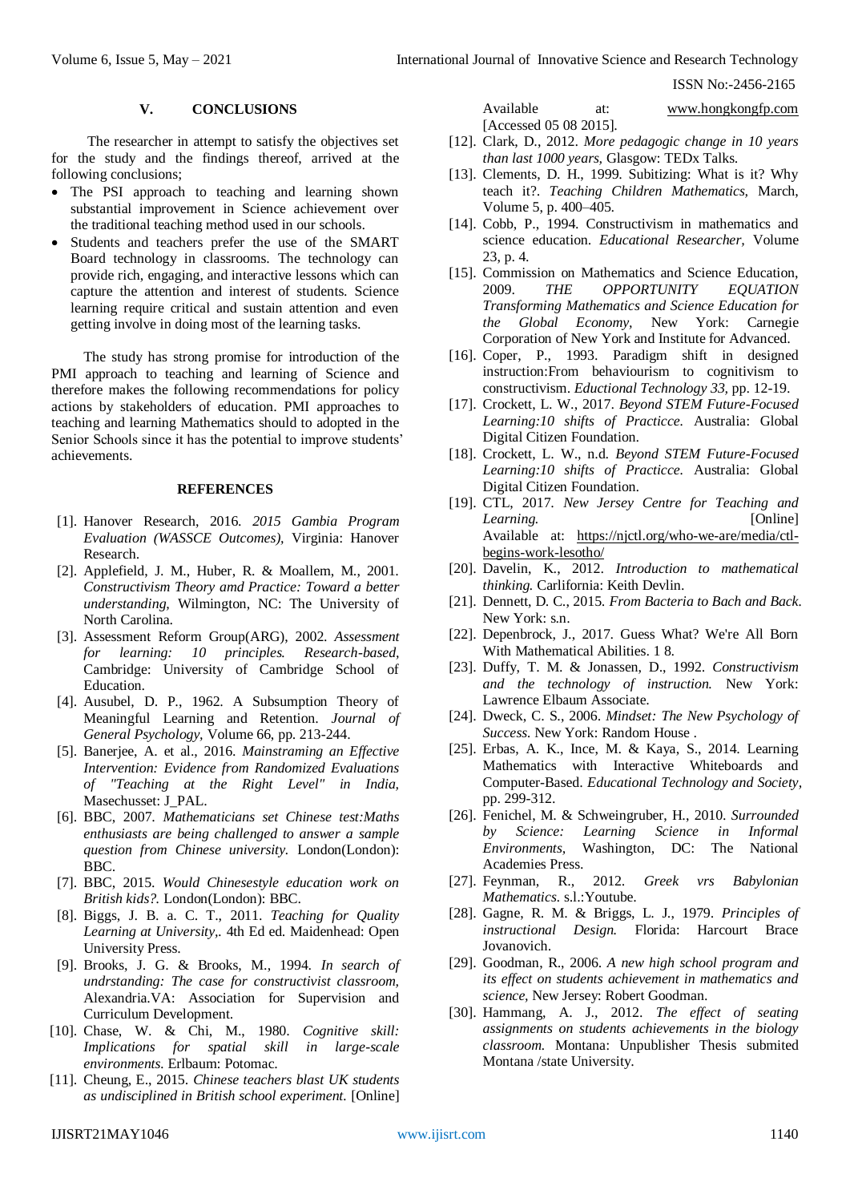## V. CONCLUSIONS

The researcher in attempt to satisfy the objectives set for the study and the findings thereof, arrived at the following conclusions;

- The PSI approach to teaching and learning shown substantial improvement in Science achievement over the traditional teaching method used in our schools.
- Students and teachers prefer the use of the SMART Board technology in classrooms. The technology can provide rich, engaging, and interactive lessons which can capture the attention and interest of students. Science learning require critical and sustain attention and even getting involve in doing most of the learning tasks.

The study has strong promise for introduction of the PMI approach to teaching and learning of Science and therefore makes the following recommendations for policy actions by stakeholders of education. PMI approaches to teaching and learning Mathematics should to adopted in the Senior Schools since it has the potential to improve students' achievements.

## REFERENCES

[1]. Hanover Research, 2016. *2015 Gambia Program Evaluation (WASSCE Outcomes),* Virginia: Hanover Research.

[2]. Applefield, J. M., Huber, R. & Moallem, M., 2001. *Constructivism Theory amd Practice: Toward a better understanding,* Wilmington, NC: The University of North Carolina.

[3]. Assessment Reform Group(ARG), 2002. *Assessment for learning: 10 principles. Research-based,* Cambridge: University of Cambridge School of Education.

[4]. Ausubel, D. P., 1962. A Subsumption Theory of Meaningful Learning and Retention. *Journal of General Psychology,* Volume 66, pp. 213-244.

[5]. Banerjee, A. et al., 2016. *Mainstraming an Effective Intervention: Evidence from Randomized Evaluations of "Teaching at the Right Level" in India,* Masechusset: J_PAL.

[6]. BBC, 2007. *Mathematicians set Chinese test:Maths enthusiasts are being challenged to answer a sample question from Chinese university.* London(London): BBC.

[7]. BBC, 2015. *Would Chinesestyle education work on British kids?.* London(London): BBC.

[8]. Biggs, J. B. a. C. T., 2011. *Teaching for Quality Learning at University,.* 4th Ed ed. Maidenhead: Open University Press.

[9]. Brooks, J. G. & Brooks, M., 1994. *In search of undrstanding: The case for constructivist classroom,* Alexandria.VA: Association for Supervision and Curriculum Development.

[10]. Chase, W. & Chi, M., 1980. *Cognitive skill: Implications for spatial skill in large-scale environments.* Erlbaum: Potomac.

[11]. Cheung, E., 2015. *Chinese teachers blast UK students as undisciplined in British school experiment.* [Online] Available at: www.hongkongfp.com [Accessed 05 08 2015].

[12]. Clark, D., 2012. *More pedagogic change in 10 years than last 1000 years,* Glasgow: TEDx Talks.

[13]. Clements, D. H., 1999. Subitizing: What is it? Why teach it?. *Teaching Children Mathematics,* March, Volume 5, p. 400–405.

[14]. Cobb, P., 1994. Constructivism in mathematics and science education. *Educational Researcher,* Volume 23, p. 4.

[15]. Commission on Mathematics and Science Education, 2009. *THE OPPORTUNITY EQUATION Transforming Mathematics and Science Education for the Global Economy,* New York: Carnegie Corporation of New York and Institute for Advanced.

[16]. Coper, P., 1993. Paradigm shift in designed instruction:From behaviourism to cognitivism to constructivism. *Eductional Technology 33,* pp. 12-19.

[17]. Crockett, L. W., 2017. *Beyond STEM Future-Focused Learning:10 shifts of Practicce.* Australia: Global Digital Citizen Foundation.

[18]. Crockett, L. W., n.d. *Beyond STEM Future-Focused Learning:10 shifts of Practicce.* Australia: Global Digital Citizen Foundation.

[19]. CTL, 2017. *New Jersey Centre for Teaching and Learning.* [Online] Available at: https://njctl.org/who-we-are/media/ctl-begins-work-lesotho/

[20]. Davelin, K., 2012. *Introduction to mathematical thinking.* Carlifornia: Keith Devlin.

[21]. Dennett, D. C., 2015. *From Bacteria to Bach and Back.* New York: s.n.

[22]. Depenbrock, J., 2017. Guess What? We're All Born With Mathematical Abilities. 1 8.

[23]. Duffy, T. M. & Jonassen, D., 1992. *Constructivism and the technology of instruction.* New York: Lawrence Elbaum Associate.

[24]. Dweck, C. S., 2006. *Mindset: The New Psychology of Success.* New York: Random House .

[25]. Erbas, A. K., Ince, M. & Kaya, S., 2014. Learning Mathematics with Interactive Whiteboards and Computer-Based. *Educational Technology and Society,* pp. 299-312.

[26]. Fenichel, M. & Schweingruber, H., 2010. *Surrounded by Science: Learning Science in Informal Environments,* Washington, DC: The National Academies Press.

[27]. Feynman, R., 2012. *Greek vrs Babylonian Mathematics.* s.l.:Youtube.

[28]. Gagne, R. M. & Briggs, L. J., 1979. *Principles of instructional Design.* Florida: Harcourt Brace Jovanovich.

[29]. Goodman, R., 2006. *A new high school program and its effect on students achievement in mathematics and science,* New Jersey: Robert Goodman.

[30]. Hammang, A. J., 2012. *The effect of seating assignments on students achievements in the biology classroom.* Montana: Unpublisher Thesis submited Montana /state University.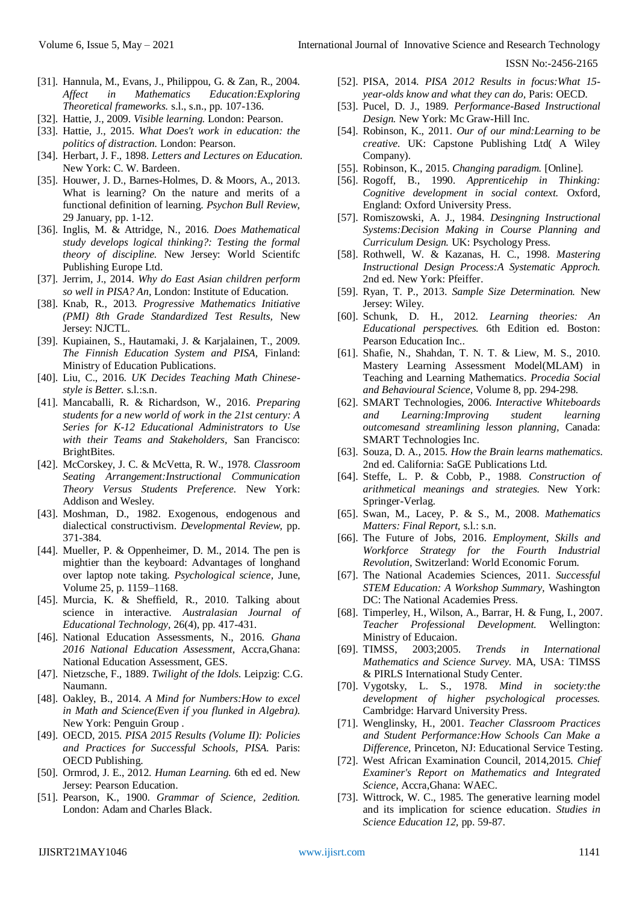[31]. Hannula, M., Evans, J., Philippou, G. & Zan, R., 2004. *Affect in Mathematics Education:Exploring Theoretical frameworks.* s.l., s.n., pp. 107-136.

[32]. Hattie, J., 2009. *Visible learning.* London: Pearson.

[33]. Hattie, J., 2015. *What Does't work in education: the politics of distraction.* London: Pearson.

[34]. Herbart, J. F., 1898. *Letters and Lectures on Education.* New York: C. W. Bardeen.

[35]. Houwer, J. D., Barnes-Holmes, D. & Moors, A., 2013. What is learning? On the nature and merits of a functional definition of learning. *Psychon Bull Review,* 29 January, pp. 1-12.

[36]. Inglis, M. & Attridge, N., 2016. *Does Mathematical study develops logical thinking?: Testing the formal theory of discipline.* New Jersey: World Scientifc Publishing Europe Ltd.

[37]. Jerrim, J., 2014. *Why do East Asian children perform so well in PISA? An,* London: Institute of Education.

[38]. Knab, R., 2013. *Progressive Mathematics Initiative (PMI) 8th Grade Standardized Test Results,* New Jersey: NJCTL.

[39]. Kupiainen, S., Hautamaki, J. & Karjalainen, T., 2009. *The Finnish Education System and PISA,* Finland: Ministry of Education Publications.

[40]. Liu, C., 2016. *UK Decides Teaching Math Chinese-style is Better.* s.l.:s.n.

[41]. Mancaballi, R. & Richardson, W., 2016. *Preparing students for a new world of work in the 21st century: A Series for K-12 Educational Administrators to Use with their Teams and Stakeholders,* San Francisco: BrightBites.

[42]. McCorskey, J. C. & McVetta, R. W., 1978. *Classroom Seating Arrangement:Instructional Communication Theory Versus Students Preference.* New York: Addison and Wesley.

[43]. Moshman, D., 1982. Exogenous, endogenous and dialectical constructivism. *Developmental Review,* pp. 371-384.

[44]. Mueller, P. & Oppenheimer, D. M., 2014. The pen is mightier than the keyboard: Advantages of longhand over laptop note taking. *Psychological science,* June, Volume 25, p. 1159–1168.

[45]. Murcia, K. & Sheffield, R., 2010. Talking about science in interactive. *Australasian Journal of Educational Technology,* 26(4), pp. 417-431.

[46]. National Education Assessments, N., 2016. *Ghana 2016 National Education Assessment,* Accra,Ghana: National Education Assessment, GES.

[47]. Nietzsche, F., 1889. *Twilight of the Idols.* Leipzig: C.G. Naumann.

[48]. Oakley, B., 2014. *A Mind for Numbers:How to excel in Math and Science(Even if you flunked in Algebra).* New York: Penguin Group .

[49]. OECD, 2015. *PISA 2015 Results (Volume II): Policies and Practices for Successful Schools, PISA.* Paris: OECD Publishing.

[50]. Ormrod, J. E., 2012. *Human Learning.* 6th ed ed. New Jersey: Pearson Education.

[51]. Pearson, K., 1900. *Grammar of Science, 2edition.* London: Adam and Charles Black.

[52]. PISA, 2014. *PISA 2012 Results in focus:What 15-year-olds know and what they can do,* Paris: OECD.

[53]. Pucel, D. J., 1989. *Performance-Based Instructional Design.* New York: Mc Graw-Hill Inc.

[54]. Robinson, K., 2011. *Our of our mind:Learning to be creative.* UK: Capstone Publishing Ltd( A Wiley Company).

[55]. Robinson, K., 2015. *Changing paradigm.* [Online].

[56]. Rogoff, B., 1990. *Apprenticehip in Thinking: Cognitive development in social context.* Oxford, England: Oxford University Press.

[57]. Romiszowski, A. J., 1984. *Desingning Instructional Systems:Decision Making in Course Planning and Curriculum Design.* UK: Psychology Press.

[58]. Rothwell, W. & Kazanas, H. C., 1998. *Mastering Instructional Design Process:A Systematic Approch.* 2nd ed. New York: Pfeiffer.

[59]. Ryan, T. P., 2013. *Sample Size Determination.* New Jersey: Wiley.

[60]. Schunk, D. H., 2012. *Learning theories: An Educational perspectives.* 6th Edition ed. Boston: Pearson Education Inc..

[61]. Shafie, N., Shahdan, T. N. T. & Liew, M. S., 2010. Mastery Learning Assessment Model(MLAM) in Teaching and Learning Mathematics. *Procedia Social and Behavioural Science,* Volume 8, pp. 294-298.

[62]. SMART Technologies, 2006. *Interactive Whiteboards and Learning:Improving student learning outcomesand streamlining lesson planning,* Canada: SMART Technologies Inc.

[63]. Souza, D. A., 2015. *How the Brain learns mathematics.* 2nd ed. California: SaGE Publications Ltd.

[64]. Steffe, L. P. & Cobb, P., 1988. *Construction of arithmetical meanings and strategies.* New York: Springer-Verlag.

[65]. Swan, M., Lacey, P. & S., M., 2008. *Mathematics Matters: Final Report,* s.l.: s.n.

[66]. The Future of Jobs, 2016. *Employment, Skills and Workforce Strategy for the Fourth Industrial Revolution,* Switzerland: World Economic Forum.

[67]. The National Academies Sciences, 2011. *Successful STEM Education: A Workshop Summary,* Washington DC: The National Academies Press.

[68]. Timperley, H., Wilson, A., Barrar, H. & Fung, I., 2007. *Teacher Professional Development.* Wellington: Ministry of Educaion.

[69]. TIMSS, 2003;2005. *Trends in International Mathematics and Science Survey.* MA, USA: TIMSS & PIRLS International Study Center.

[70]. Vygotsky, L. S., 1978. *Mind in society:the development of higher psychological processes.* Cambridge: Harvard University Press.

[71]. Wenglinsky, H., 2001. *Teacher Classroom Practices and Student Performance:How Schools Can Make a Difference,* Princeton, NJ: Educational Service Testing.

[72]. West African Examination Council, 2014,2015. *Chief Examiner's Report on Mathematics and Integrated Science,* Accra,Ghana: WAEC.

[73]. Wittrock, W. C., 1985. The generative learning model and its implication for science education. *Studies in Science Education 12,* pp. 59-87.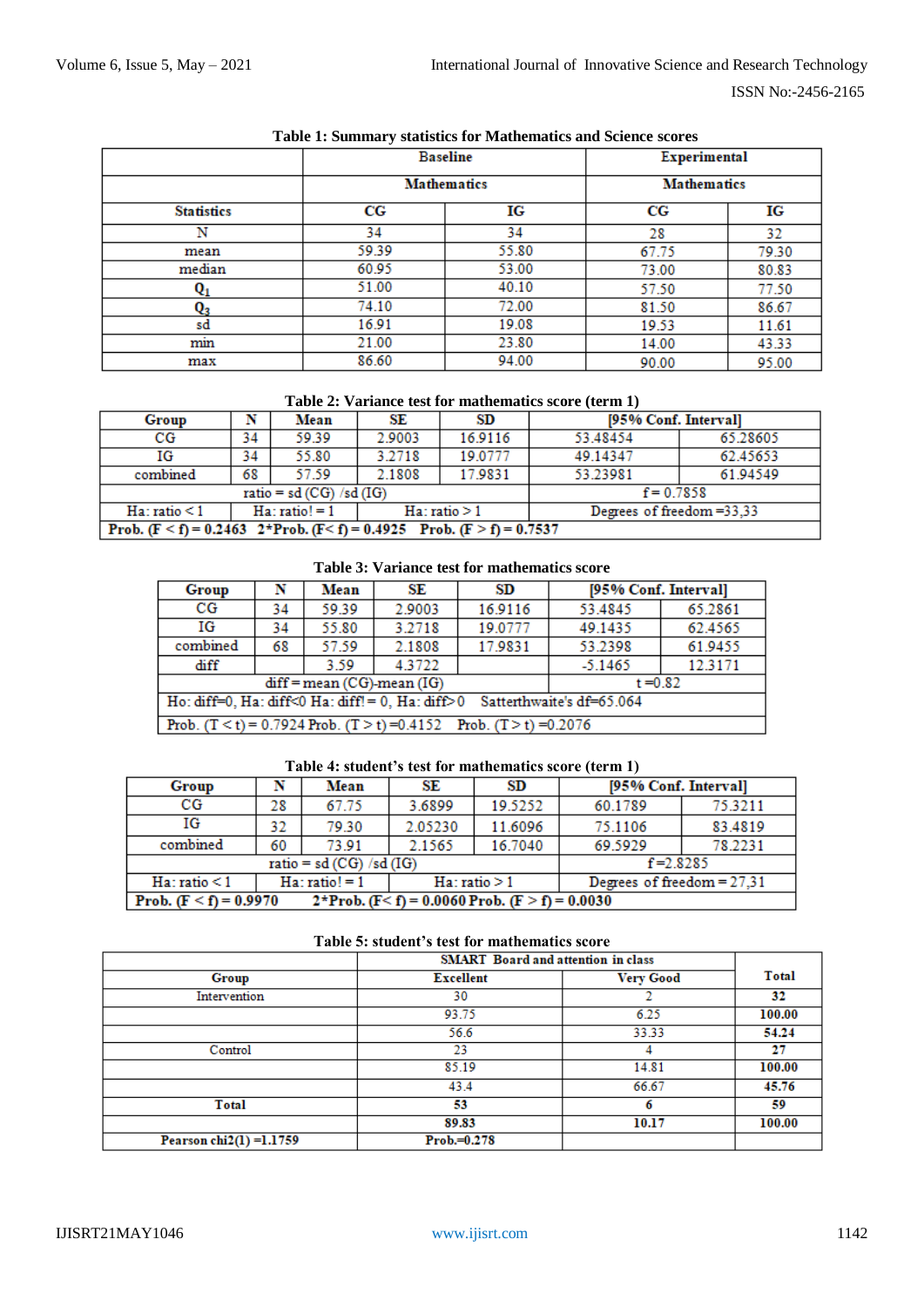**Table 1: Summary statistics for Mathematics and Science scores**

| | Baseline | | Experimental | |
|---|---|---|---|---|
| | Mathematics | | Mathematics | |
| Statistics | CG | IG | CG | IG |
| N | 34 | 34 | 28 | 32 |
| mean | 59.39 | 55.80 | 67.75 | 79.30 |
| median | 60.95 | 53.00 | 73.00 | 80.83 |
| $Q_1$ | 51.00 | 40.10 | 57.50 | 77.50 |
| $Q_3$ | 74.10 | 72.00 | 81.50 | 86.67 |
| sd | 16.91 | 19.08 | 19.53 | 11.61 |
| min | 21.00 | 23.80 | 14.00 | 43.33 |
| max | 86.60 | 94.00 | 90.00 | 95.00 |

**Table 2: Variance test for mathematics score (term 1)**

| Group | N | Mean | SE | SD | [95% Conf. Interval] | |
|---|---|---|---|---|---|---|
| CG | 34 | 59.39 | 2.9003 | 16.9116 | 53.48454 | 65.28605 |
| IG | 34 | 55.80 | 3.2718 | 19.0777 | 49.14347 | 62.45653 |
| combined | 68 | 57.59 | 2.1808 | 17.9831 | 53.23981 | 61.94549 |
| ratio = sd (CG) /sd (IG) | | | | | f = 0.7858 | |
| Ha: ratio < 1 | Ha: ratio! = 1 | | Ha: ratio > 1 | | Degrees of freedom =33,33 | |
| Prob. (F < f) = 0.2463 | 2*Prob. (F< f) = 0.4925 | | Prob. (F > f) = 0.7537 | | | |

**Table 3: Variance test for mathematics score**

| Group | N | Mean | SE | SD | [95% Conf. Interval] | |
|---|---|---|---|---|---|---|
| CG | 34 | 59.39 | 2.9003 | 16.9116 | 53.4845 | 65.2861 |
| IG | 34 | 55.80 | 3.2718 | 19.0777 | 49.1435 | 62.4565 |
| combined | 68 | 57.59 | 2.1808 | 17.9831 | 53.2398 | 61.9455 |
| diff | | 3.59 | 4.3722 | | -5.1465 | 12.3171 |
| diff = mean (CG)-mean (IG) | | | | | t =0.82 | |
| Ho: diff=0, Ha: diff<0 Ha: diff! = 0, Ha: diff> 0 | | | | Satterthwaite's df=65.064 | | |
| Prob. (T < t) = 0.7924 Prob. (T > t) =0.4152 | | | | Prob. (T > t) =0.2076 | | |

**Table 4: student's test for mathematics score (term 1)**

| Group | N | Mean | SE | SD | [95% Conf. Interval] | |
|---|---|---|---|---|---|---|
| CG | 28 | 67.75 | 3.6899 | 19.5252 | 60.1789 | 75.3211 |
| IG | 32 | 79.30 | 2.05230 | 11.6096 | 75.1106 | 83.4819 |
| combined | 60 | 73.91 | 2.1565 | 16.7040 | 69.5929 | 78.2231 |
| ratio = sd (CG) /sd (IG) | | | | | f =2.8285 | |
| Ha: ratio < 1 | Ha: ratio! = 1 | | Ha: ratio > 1 | | Degrees of freedom = 27,31 | |
| Prob. (F < f) = 0.9970 | 2*Prob. (F< f) = 0.0060 Prob. (F > f) = 0.0030 | | | | | |

**Table 5: student's test for mathematics score**

| | SMART Board and attention in class | | |
|---|---|---|---|
| Group | Excellent | Very Good | Total |
| Intervention | 30 | 2 | **32** |
| | 93.75 | 6.25 | **100.00** |
| | 56.6 | 33.33 | **54.24** |
| Control | 23 | 4 | **27** |
| | 85.19 | 14.81 | **100.00** |
| | 43.4 | 66.67 | **45.76** |
| **Total** | **53** | **6** | **59** |
| | **89.83** | **10.17** | **100.00** |
| **Pearson chi2(1) =1.1759** | **Prob.=0.278** | | |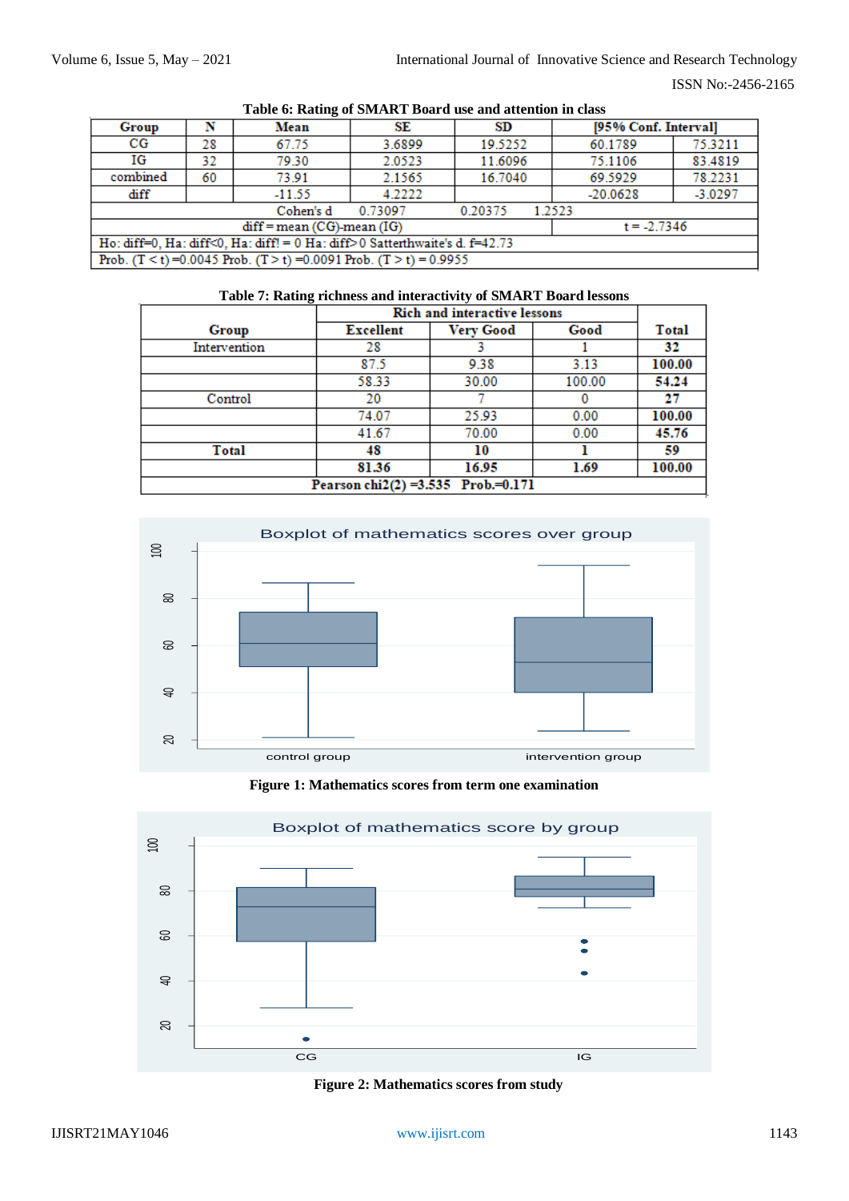**Table 6: Rating of SMART Board use and attention in class**

| Group | N | Mean | SE | SD | [95% Conf. Interval] | |
|---|---|---|---|---|---|---|
| CG | 28 | 67.75 | 3.6899 | 19.5252 | 60.1789 | 75.3211 |
| IG | 32 | 79.30 | 2.0523 | 11.6096 | 75.1106 | 83.4819 |
| combined | 60 | 73.91 | 2.1565 | 16.7040 | 69.5929 | 78.2231 |
| diff | | -11.55 | 4.2222 | | -20.0628 | -3.0297 |
| | | Cohen's d | 0.73097 | 0.20375 | 1.2523 | |
| diff = mean (CG)-mean (IG) | | | | | t = -2.7346 | |
| Ho: diff=0, Ha: diff<0, Ha: diff! = 0 Ha: diff>0 Satterthwaite's d. f=42.73 | | | | | | |
| Prob. (T < t) =0.0045 Prob. (T > t) =0.0091 Prob. (T > t) = 0.9955 | | | | | | |

**Table 7: Rating richness and interactivity of SMART Board lessons**

| Group | Rich and interactive lessons | | | Total |
|---|---|---|---|---|
| | Excellent | Very Good | Good | |
| Intervention | 28 | 3 | 1 | **32** |
| | 87.5 | 9.38 | 3.13 | **100.00** |
| | 58.33 | 30.00 | 100.00 | **54.24** |
| Control | 20 | 7 | 0 | **27** |
| | 74.07 | 25.93 | 0.00 | **100.00** |
| | 41.67 | 70.00 | 0.00 | **45.76** |
| **Total** | **48** | **10** | **1** | **59** |
| | **81.36** | **16.95** | **1.69** | **100.00** |
| **Pearson chi2(2) =3.535 Prob.=0.171** | | | | |

Boxplot of mathematics scores over group

100
80
60
40
20

control group
intervention group

**Figure 1: Mathematics scores from term one examination**

Boxplot of mathematics score by group

100
80
60
40
20

CG
IG

**Figure 2: Mathematics scores from study**